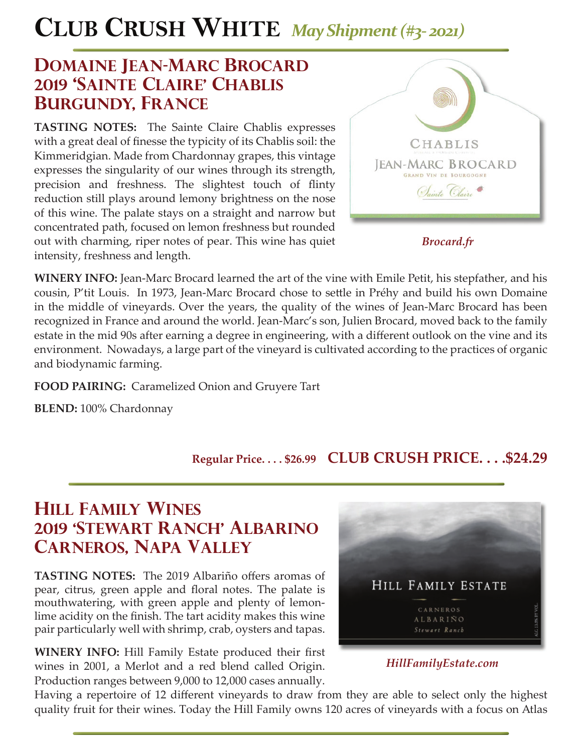# Club Crush White *May Shipment (#3- 2021)*

## Domaine Jean-Marc Brocard 2019 'Sainte Claire' Chablis Burgundy, France

**TASTING NOTES:** The Sainte Claire Chablis expresses with a great deal of finesse the typicity of its Chablis soil: the Kimmeridgian. Made from Chardonnay grapes, this vintage expresses the singularity of our wines through its strength, precision and freshness. The slightest touch of flinty reduction still plays around lemony brightness on the nose of this wine. The palate stays on a straight and narrow but concentrated path, focused on lemon freshness but rounded out with charming, riper notes of pear. This wine has quiet intensity, freshness and length.

CHABLIS
JEAN-MARC BROCARD
GRAND VIN DE BOURGOGNE
Sainte Claire

*Brocard.fr*

**WINERY INFO:** Jean-Marc Brocard learned the art of the vine with Emile Petit, his stepfather, and his cousin, P'tit Louis. In 1973, Jean-Marc Brocard chose to settle in Préhy and build his own Domaine in the middle of vineyards. Over the years, the quality of the wines of Jean-Marc Brocard has been recognized in France and around the world. Jean-Marc's son, Julien Brocard, moved back to the family estate in the mid 90s after earning a degree in engineering, with a different outlook on the vine and its environment. Nowadays, a large part of the vineyard is cultivated according to the practices of organic and biodynamic farming.

**FOOD PAIRING:** Caramelized Onion and Gruyere Tart

**BLEND:** 100% Chardonnay

**Regular Price. . . . $26.99** **CLUB CRUSH PRICE. . . .$24.29**

## Hill Family Wines 2019 'Stewart Ranch' Albarino Carneros, Napa Valley

**TASTING NOTES:** The 2019 Albariño offers aromas of pear, citrus, green apple and floral notes. The palate is mouthwatering, with green apple and plenty of lemon-lime acidity on the finish. The tart acidity makes this wine pair particularly well with shrimp, crab, oysters and tapas.

HILL FAMILY ESTATE
CARNEROS
ALBARIÑO
Stewart Ranch

*HillFamilyEstate.com*

**WINERY INFO:** Hill Family Estate produced their first wines in 2001, a Merlot and a red blend called Origin. Production ranges between 9,000 to 12,000 cases annually. Having a repertoire of 12 different vineyards to draw from they are able to select only the highest quality fruit for their wines. Today the Hill Family owns 120 acres of vineyards with a focus on Atlas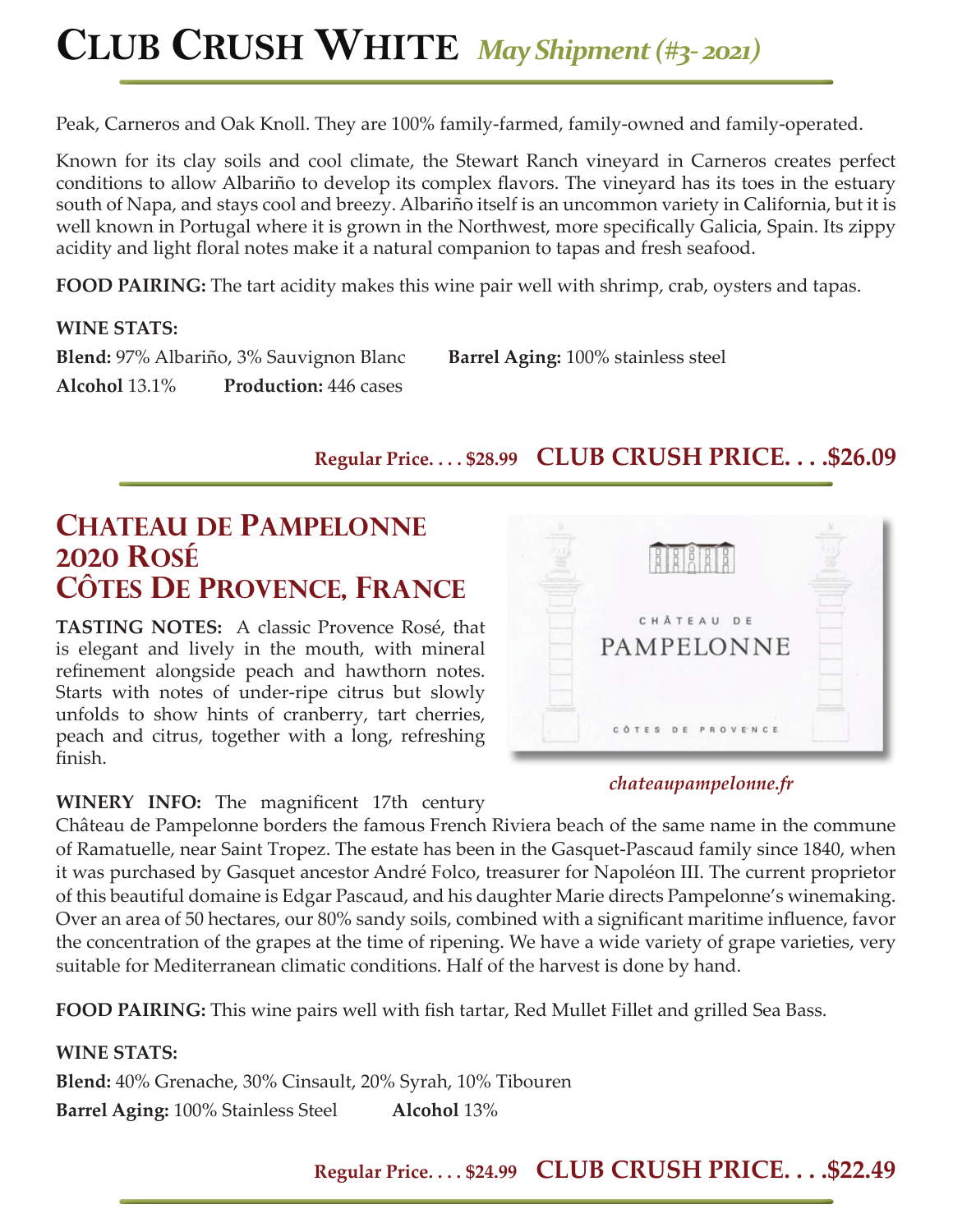# Club Crush White *May Shipment (#3- 2021)*

Peak, Carneros and Oak Knoll. They are 100% family-farmed, family-owned and family-operated.

Known for its clay soils and cool climate, the Stewart Ranch vineyard in Carneros creates perfect conditions to allow Albariño to develop its complex flavors. The vineyard has its toes in the estuary south of Napa, and stays cool and breezy. Albariño itself is an uncommon variety in California, but it is well known in Portugal where it is grown in the Northwest, more specifically Galicia, Spain. Its zippy acidity and light floral notes make it a natural companion to tapas and fresh seafood.

**FOOD PAIRING:** The tart acidity makes this wine pair well with shrimp, crab, oysters and tapas.

**WINE STATS:**

**Blend:** 97% Albariño, 3% Sauvignon Blanc **Barrel Aging:** 100% stainless steel

**Alcohol** 13.1% **Production:** 446 cases

**Regular Price. . . . $28.99 CLUB CRUSH PRICE. . . .$26.09**

## Chateau de Pampelonne 2020 Rosé Côtes De Provence, France

**TASTING NOTES:** A classic Provence Rosé, that is elegant and lively in the mouth, with mineral refinement alongside peach and hawthorn notes. Starts with notes of under-ripe citrus but slowly unfolds to show hints of cranberry, tart cherries, peach and citrus, together with a long, refreshing finish.

*chateaupampelonne.fr*

**WINERY INFO:** The magnificent 17th century Château de Pampelonne borders the famous French Riviera beach of the same name in the commune of Ramatuelle, near Saint Tropez. The estate has been in the Gasquet-Pascaud family since 1840, when it was purchased by Gasquet ancestor André Folco, treasurer for Napoléon III. The current proprietor of this beautiful domaine is Edgar Pascaud, and his daughter Marie directs Pampelonne's winemaking. Over an area of 50 hectares, our 80% sandy soils, combined with a significant maritime influence, favor the concentration of the grapes at the time of ripening. We have a wide variety of grape varieties, very suitable for Mediterranean climatic conditions. Half of the harvest is done by hand.

**FOOD PAIRING:** This wine pairs well with fish tartar, Red Mullet Fillet and grilled Sea Bass.

**WINE STATS:**

**Blend:** 40% Grenache, 30% Cinsault, 20% Syrah, 10% Tibouren

**Barrel Aging:** 100% Stainless Steel **Alcohol** 13%

**Regular Price. . . . $24.99 CLUB CRUSH PRICE. . . .$22.49**